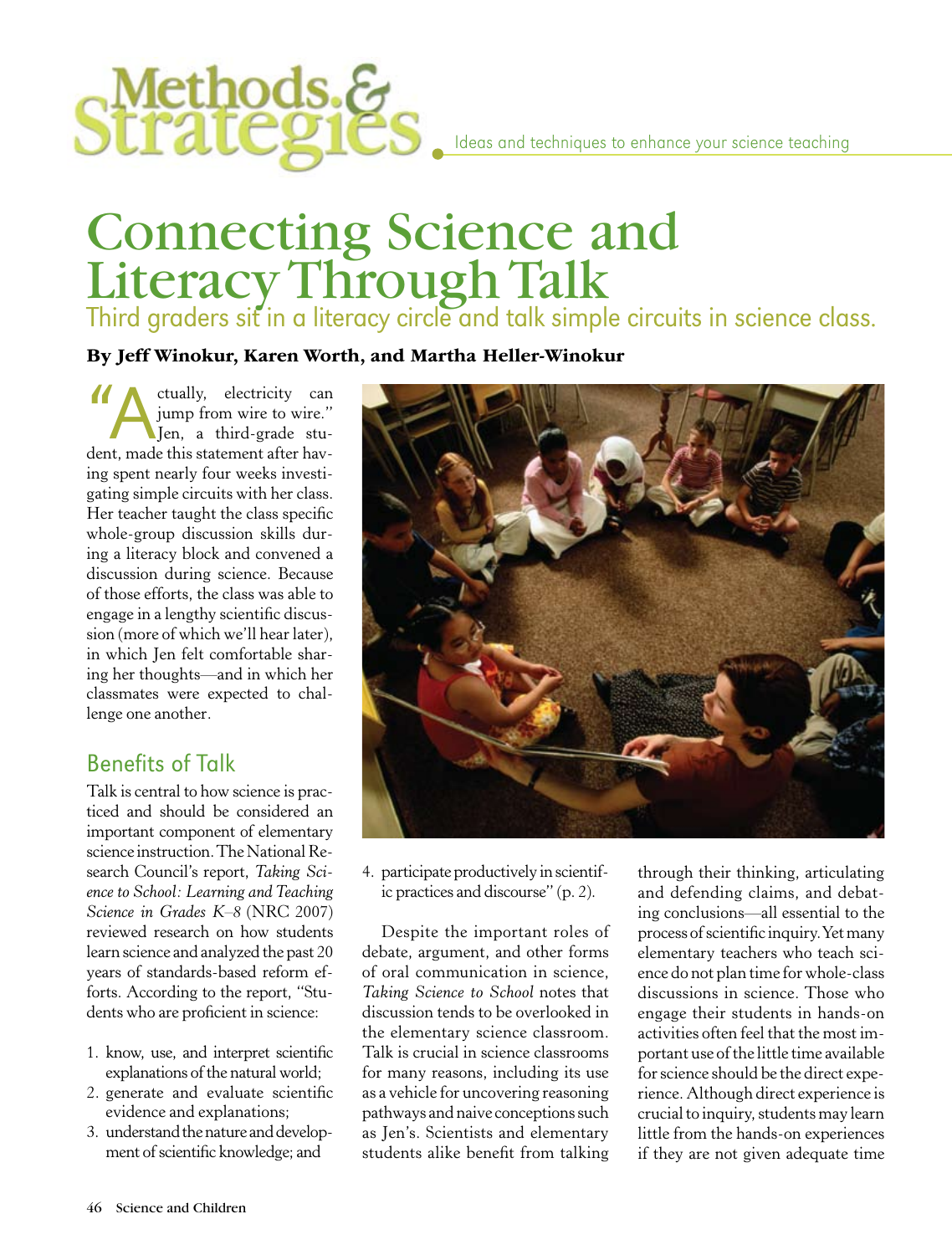Methods & Strategies

Ideas and techniques to enhance your science teaching

# Connecting Science and Literacy Through Talk

Third graders sit in a literacy circle and talk simple circuits in science class.

**By Jeff Winokur, Karen Worth, and Martha Heller-Winokur**

"Actually, electricity can jump from wire to wire." Jen, a third-grade student, made this statement after having spent nearly four weeks investigating simple circuits with her class. Her teacher taught the class specific whole-group discussion skills during a literacy block and convened a discussion during science. Because of those efforts, the class was able to engage in a lengthy scientific discussion (more of which we'll hear later), in which Jen felt comfortable sharing her thoughts—and in which her classmates were expected to challenge one another.

## Benefits of Talk

Talk is central to how science is practiced and should be considered an important component of elementary science instruction. The National Research Council's report, *Taking Science to School: Learning and Teaching Science in Grades K–8* (NRC 2007) reviewed research on how students learn science and analyzed the past 20 years of standards-based reform efforts. According to the report, "Students who are proficient in science:

1. know, use, and interpret scientific explanations of the natural world;
2. generate and evaluate scientific evidence and explanations;
3. understand the nature and development of scientific knowledge; and
4. participate productively in scientific practices and discourse" (p. 2).

Despite the important roles of debate, argument, and other forms of oral communication in science, *Taking Science to School* notes that discussion tends to be overlooked in the elementary science classroom. Talk is crucial in science classrooms for many reasons, including its use as a vehicle for uncovering reasoning pathways and naive conceptions such as Jen's. Scientists and elementary students alike benefit from talking through their thinking, articulating and defending claims, and debating conclusions—all essential to the process of scientific inquiry. Yet many elementary teachers who teach science do not plan time for whole-class discussions in science. Those who engage their students in hands-on activities often feel that the most important use of the little time available for science should be the direct experience. Although direct experience is crucial to inquiry, students may learn little from the hands-on experiences if they are not given adequate time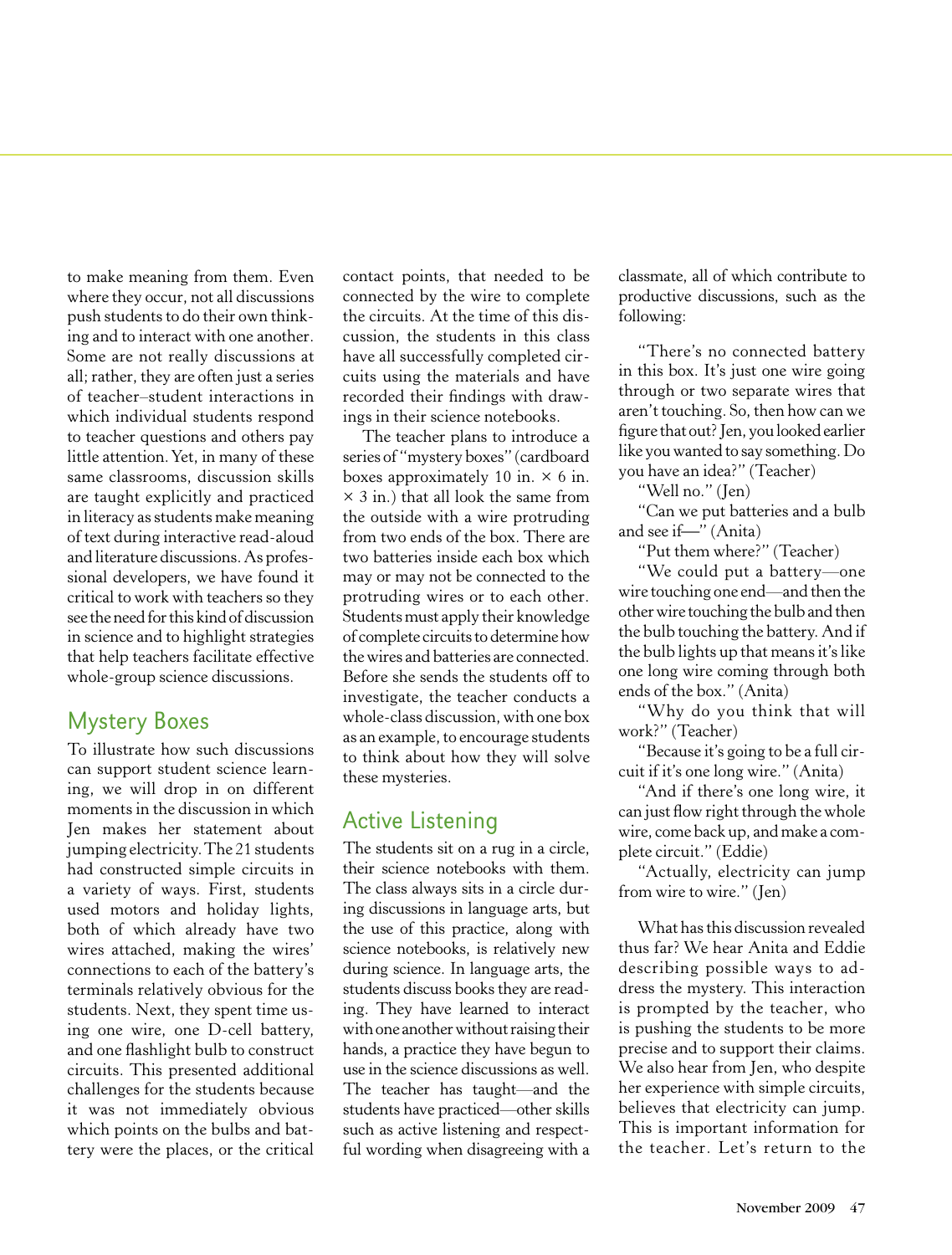to make meaning from them. Even where they occur, not all discussions push students to do their own thinking and to interact with one another. Some are not really discussions at all; rather, they are often just a series of teacher–student interactions in which individual students respond to teacher questions and others pay little attention. Yet, in many of these same classrooms, discussion skills are taught explicitly and practiced in literacy as students make meaning of text during interactive read-aloud and literature discussions. As professional developers, we have found it critical to work with teachers so they see the need for this kind of discussion in science and to highlight strategies that help teachers facilitate effective whole-group science discussions.

## Mystery Boxes

To illustrate how such discussions can support student science learning, we will drop in on different moments in the discussion in which Jen makes her statement about jumping electricity. The 21 students had constructed simple circuits in a variety of ways. First, students used motors and holiday lights, both of which already have two wires attached, making the wires' connections to each of the battery's terminals relatively obvious for the students. Next, they spent time using one wire, one D-cell battery, and one flashlight bulb to construct circuits. This presented additional challenges for the students because it was not immediately obvious which points on the bulbs and battery were the places, or the critical contact points, that needed to be connected by the wire to complete the circuits. At the time of this discussion, the students in this class have all successfully completed circuits using the materials and have recorded their findings with drawings in their science notebooks.

The teacher plans to introduce a series of "mystery boxes" (cardboard boxes approximately 10 in. × 6 in. × 3 in.) that all look the same from the outside with a wire protruding from two ends of the box. There are two batteries inside each box which may or may not be connected to the protruding wires or to each other. Students must apply their knowledge of complete circuits to determine how the wires and batteries are connected. Before she sends the students off to investigate, the teacher conducts a whole-class discussion, with one box as an example, to encourage students to think about how they will solve these mysteries.

## Active Listening

The students sit on a rug in a circle, their science notebooks with them. The class always sits in a circle during discussions in language arts, but the use of this practice, along with science notebooks, is relatively new during science. In language arts, the students discuss books they are reading. They have learned to interact with one another without raising their hands, a practice they have begun to use in the science discussions as well. The teacher has taught—and the students have practiced—other skills such as active listening and respectful wording when disagreeing with a classmate, all of which contribute to productive discussions, such as the following:

> "There's no connected battery in this box. It's just one wire going through or two separate wires that aren't touching. So, then how can we figure that out? Jen, you looked earlier like you wanted to say something. Do you have an idea?" (Teacher)
>
> "Well no." (Jen)
>
> "Can we put batteries and a bulb and see if—" (Anita)
>
> "Put them where?" (Teacher)
>
> "We could put a battery—one wire touching one end—and then the other wire touching the bulb and then the bulb touching the battery. And if the bulb lights up that means it's like one long wire coming through both ends of the box." (Anita)
>
> "Why do you think that will work?" (Teacher)
>
> "Because it's going to be a full circuit if it's one long wire." (Anita)
>
> "And if there's one long wire, it can just flow right through the whole wire, come back up, and make a complete circuit." (Eddie)
>
> "Actually, electricity can jump from wire to wire." (Jen)

What has this discussion revealed thus far? We hear Anita and Eddie describing possible ways to address the mystery. This interaction is prompted by the teacher, who is pushing the students to be more precise and to support their claims. We also hear from Jen, who despite her experience with simple circuits, believes that electricity can jump. This is important information for the teacher. Let's return to the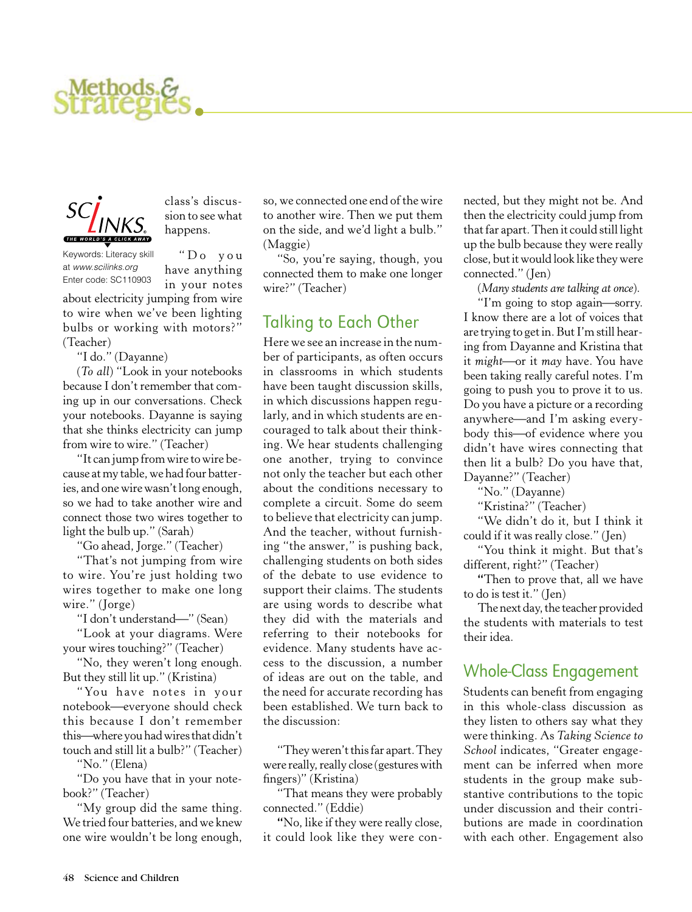SCLINKS — THE WORLD'S A CLICK AWAY

Keywords: Literacy skill at www.scilinks.org
Enter code: SC110903

class's discussion to see what happens.

"Do you have anything in your notes about electricity jumping from wire to wire when we've been lighting bulbs or working with motors?" (Teacher)

"I do." (Dayanne)

(*To all*) "Look in your notebooks because I don't remember that coming up in our conversations. Check your notebooks. Dayanne is saying that she thinks electricity can jump from wire to wire." (Teacher)

"It can jump from wire to wire because at my table, we had four batteries, and one wire wasn't long enough, so we had to take another wire and connect those two wires together to light the bulb up." (Sarah)

"Go ahead, Jorge." (Teacher)

"That's not jumping from wire to wire. You're just holding two wires together to make one long wire." (Jorge)

"I don't understand—" (Sean)

"Look at your diagrams. Were your wires touching?" (Teacher)

"No, they weren't long enough. But they still lit up." (Kristina)

"You have notes in your notebook—everyone should check this because I don't remember this—where you had wires that didn't touch and still lit a bulb?" (Teacher)

"No." (Elena)

"Do you have that in your notebook?" (Teacher)

"My group did the same thing. We tried four batteries, and we knew one wire wouldn't be long enough, so, we connected one end of the wire to another wire. Then we put them on the side, and we'd light a bulb." (Maggie)

"So, you're saying, though, you connected them to make one longer wire?" (Teacher)

## Talking to Each Other

Here we see an increase in the number of participants, as often occurs in classrooms in which students have been taught discussion skills, in which discussions happen regularly, and in which students are encouraged to talk about their thinking. We hear students challenging one another, trying to convince not only the teacher but each other about the conditions necessary to complete a circuit. Some do seem to believe that electricity can jump. And the teacher, without furnishing "the answer," is pushing back, challenging students on both sides of the debate to use evidence to support their claims. The students are using words to describe what they did with the materials and referring to their notebooks for evidence. Many students have access to the discussion, a number of ideas are out on the table, and the need for accurate recording has been established. We turn back to the discussion:

"They weren't this far apart. They were really, really close (gestures with fingers)" (Kristina)

"That means they were probably connected." (Eddie)

"No, like if they were really close, it could look like they were connected, but they might not be. And then the electricity could jump from that far apart. Then it could still light up the bulb because they were really close, but it would look like they were connected." (Jen)

(*Many students are talking at once*).

"I'm going to stop again—sorry. I know there are a lot of voices that are trying to get in. But I'm still hearing from Dayanne and Kristina that it *might*—or it *may* have. You have been taking really careful notes. I'm going to push you to prove it to us. Do you have a picture or a recording anywhere—and I'm asking everybody this—of evidence where you didn't have wires connecting that then lit a bulb? Do you have that, Dayanne?" (Teacher)

"No." (Dayanne)

"Kristina?" (Teacher)

"We didn't do it, but I think it could if it was really close." (Jen)

"You think it might. But that's different, right?" (Teacher)

"Then to prove that, all we have to do is test it." (Jen)

The next day, the teacher provided the students with materials to test their idea.

## Whole-Class Engagement

Students can benefit from engaging in this whole-class discussion as they listen to others say what they were thinking. As *Taking Science to School* indicates, "Greater engagement can be inferred when more students in the group make substantive contributions to the topic under discussion and their contributions are made in coordination with each other. Engagement also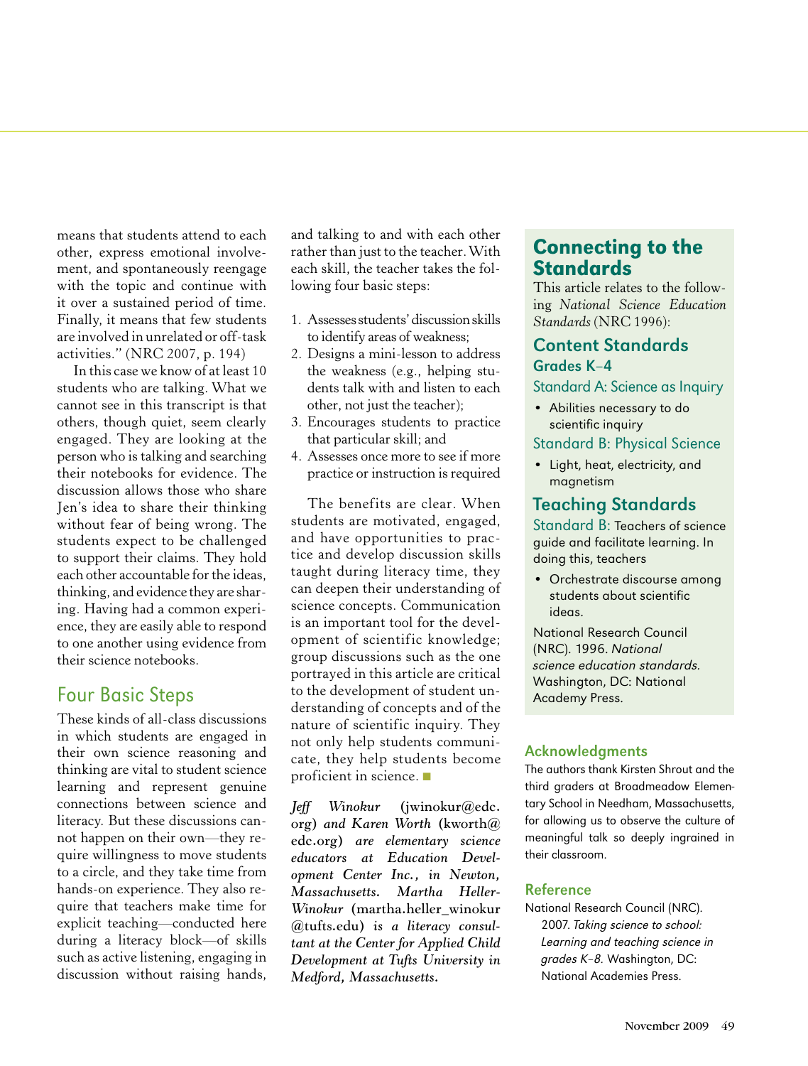means that students attend to each other, express emotional involvement, and spontaneously reengage with the topic and continue with it over a sustained period of time. Finally, it means that few students are involved in unrelated or off-task activities." (NRC 2007, p. 194)

In this case we know of at least 10 students who are talking. What we cannot see in this transcript is that others, though quiet, seem clearly engaged. They are looking at the person who is talking and searching their notebooks for evidence. The discussion allows those who share Jen's idea to share their thinking without fear of being wrong. The students expect to be challenged to support their claims. They hold each other accountable for the ideas, thinking, and evidence they are sharing. Having had a common experience, they are easily able to respond to one another using evidence from their science notebooks.

## Four Basic Steps

These kinds of all-class discussions in which students are engaged in their own science reasoning and thinking are vital to student science learning and represent genuine connections between science and literacy. But these discussions cannot happen on their own—they require willingness to move students to a circle, and they take time from hands-on experience. They also require that teachers make time for explicit teaching—conducted here during a literacy block—of skills such as active listening, engaging in discussion without raising hands, and talking to and with each other rather than just to the teacher. With each skill, the teacher takes the following four basic steps:

1. Assesses students' discussion skills to identify areas of weakness;
2. Designs a mini-lesson to address the weakness (e.g., helping students talk with and listen to each other, not just the teacher);
3. Encourages students to practice that particular skill; and
4. Assesses once more to see if more practice or instruction is required

The benefits are clear. When students are motivated, engaged, and have opportunities to practice and develop discussion skills taught during literacy time, they can deepen their understanding of science concepts. Communication is an important tool for the development of scientific knowledge; group discussions such as the one portrayed in this article are critical to the development of student understanding of concepts and of the nature of scientific inquiry. They not only help students communicate, they help students become proficient in science. ■

*Jeff Winokur* (jwinokur@edc.org) *and Karen Worth* (kworth@edc.org) *are elementary science educators at Education Development Center Inc., in Newton, Massachusetts. Martha Heller-Winokur* (martha.heller_winokur@tufts.edu) *is a literacy consultant at the Center for Applied Child Development at Tufts University in Medford, Massachusetts.*

## Connecting to the Standards

This article relates to the following *National Science Education Standards* (NRC 1996):

### Content Standards

#### Grades K–4

Standard A: Science as Inquiry

- Abilities necessary to do scientific inquiry

Standard B: Physical Science

- Light, heat, electricity, and magnetism

### Teaching Standards

Standard B: Teachers of science guide and facilitate learning. In doing this, teachers

- Orchestrate discourse among students about scientific ideas.

National Research Council (NRC). 1996. *National science education standards.* Washington, DC: National Academy Press.

## Acknowledgments

The authors thank Kirsten Shrout and the third graders at Broadmeadow Elementary School in Needham, Massachusetts, for allowing us to observe the culture of meaningful talk so deeply ingrained in their classroom.

## Reference

National Research Council (NRC). 2007. *Taking science to school: Learning and teaching science in grades K–8.* Washington, DC: National Academies Press.